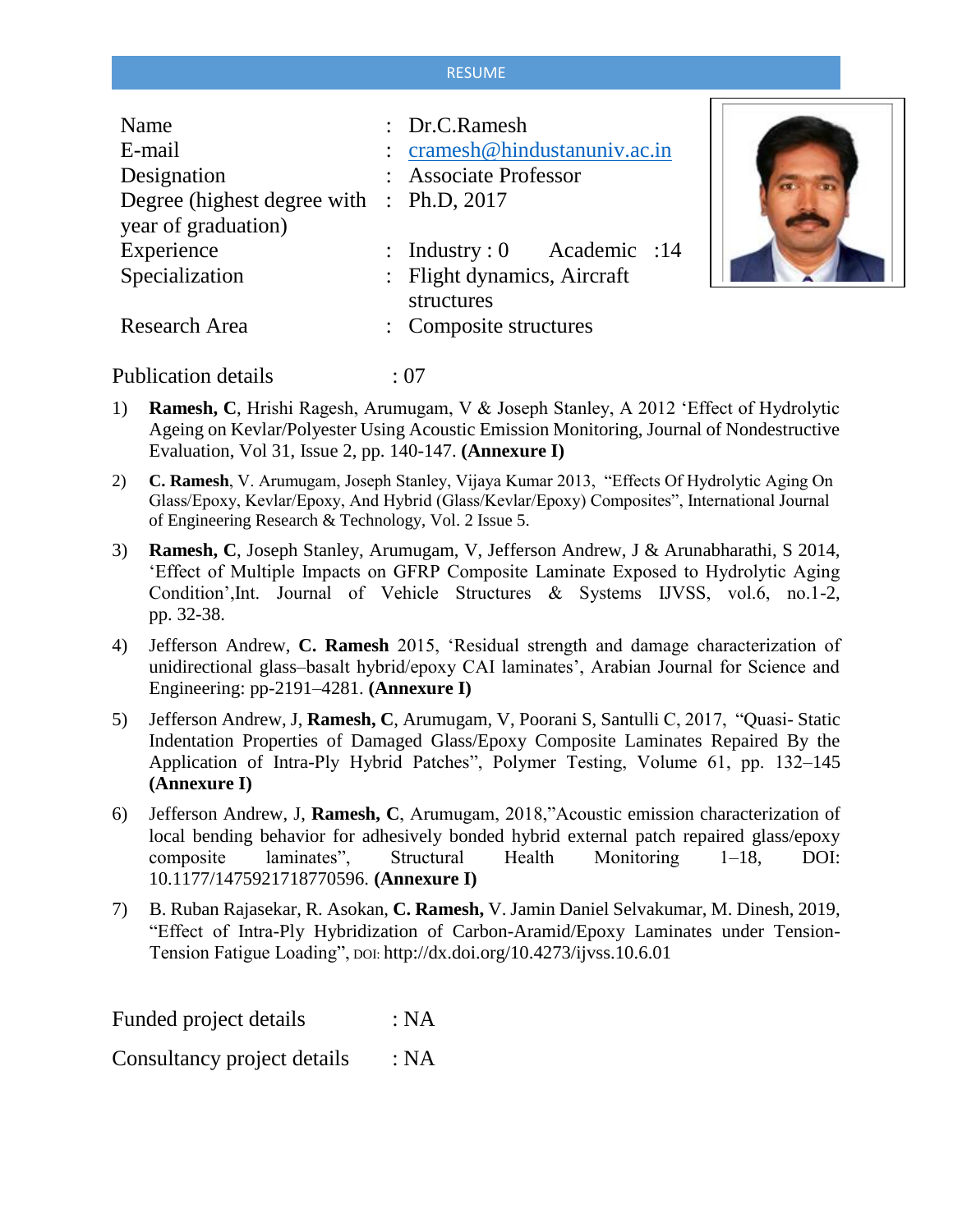# RESUME

| | | |
|---|---|---|
| Name | : | Dr.C.Ramesh |
| E-mail | : | cramesh@hindustanuniv.ac.in |
| Designation | : | Associate Professor |
| Degree (highest degree with year of graduation) | : | Ph.D, 2017 |
| Experience | : | Industry : 0 Academic :14 |
| Specialization | : | Flight dynamics, Aircraft structures |
| Research Area | : | Composite structures |

Publication details : 07

1) **Ramesh, C**, Hrishi Ragesh, Arumugam, V & Joseph Stanley, A 2012 'Effect of Hydrolytic Ageing on Kevlar/Polyester Using Acoustic Emission Monitoring, Journal of Nondestructive Evaluation, Vol 31, Issue 2, pp. 140-147. **(Annexure I)**

2) **C. Ramesh**, V. Arumugam, Joseph Stanley, Vijaya Kumar 2013, "Effects Of Hydrolytic Aging On Glass/Epoxy, Kevlar/Epoxy, And Hybrid (Glass/Kevlar/Epoxy) Composites", International Journal of Engineering Research & Technology, Vol. 2 Issue 5.

3) **Ramesh, C**, Joseph Stanley, Arumugam, V, Jefferson Andrew, J & Arunabharathi, S 2014, 'Effect of Multiple Impacts on GFRP Composite Laminate Exposed to Hydrolytic Aging Condition',Int. Journal of Vehicle Structures & Systems IJVSS, vol.6, no.1-2, pp. 32-38.

4) Jefferson Andrew, **C. Ramesh** 2015, 'Residual strength and damage characterization of unidirectional glass–basalt hybrid/epoxy CAI laminates', Arabian Journal for Science and Engineering: pp-2191–4281. **(Annexure I)**

5) Jefferson Andrew, J, **Ramesh, C**, Arumugam, V, Poorani S, Santulli C, 2017, "Quasi- Static Indentation Properties of Damaged Glass/Epoxy Composite Laminates Repaired By the Application of Intra-Ply Hybrid Patches", Polymer Testing, Volume 61, pp. 132–145 **(Annexure I)**

6) Jefferson Andrew, J, **Ramesh, C**, Arumugam, 2018,"Acoustic emission characterization of local bending behavior for adhesively bonded hybrid external patch repaired glass/epoxy composite laminates", Structural Health Monitoring 1–18, DOI: 10.1177/1475921718770596. **(Annexure I)**

7) B. Ruban Rajasekar, R. Asokan, **C. Ramesh,** V. Jamin Daniel Selvakumar, M. Dinesh, 2019, "Effect of Intra-Ply Hybridization of Carbon-Aramid/Epoxy Laminates under Tension-Tension Fatigue Loading", DOI: http://dx.doi.org/10.4273/ijvss.10.6.01

Funded project details : NA

Consultancy project details : NA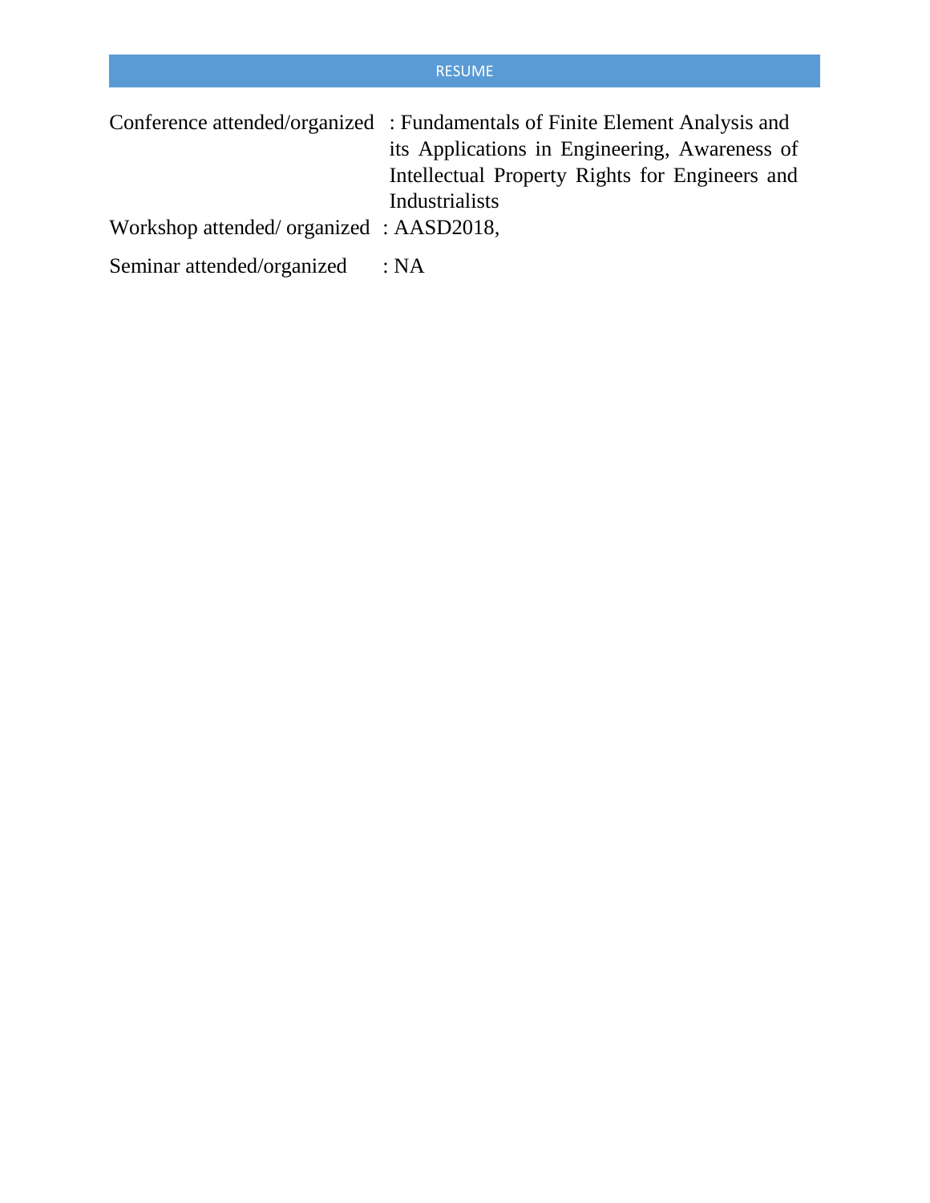Conference attended/organized : Fundamentals of Finite Element Analysis and its Applications in Engineering, Awareness of Intellectual Property Rights for Engineers and Industrialists

Workshop attended/ organized : AASD2018,

Seminar attended/organized : NA